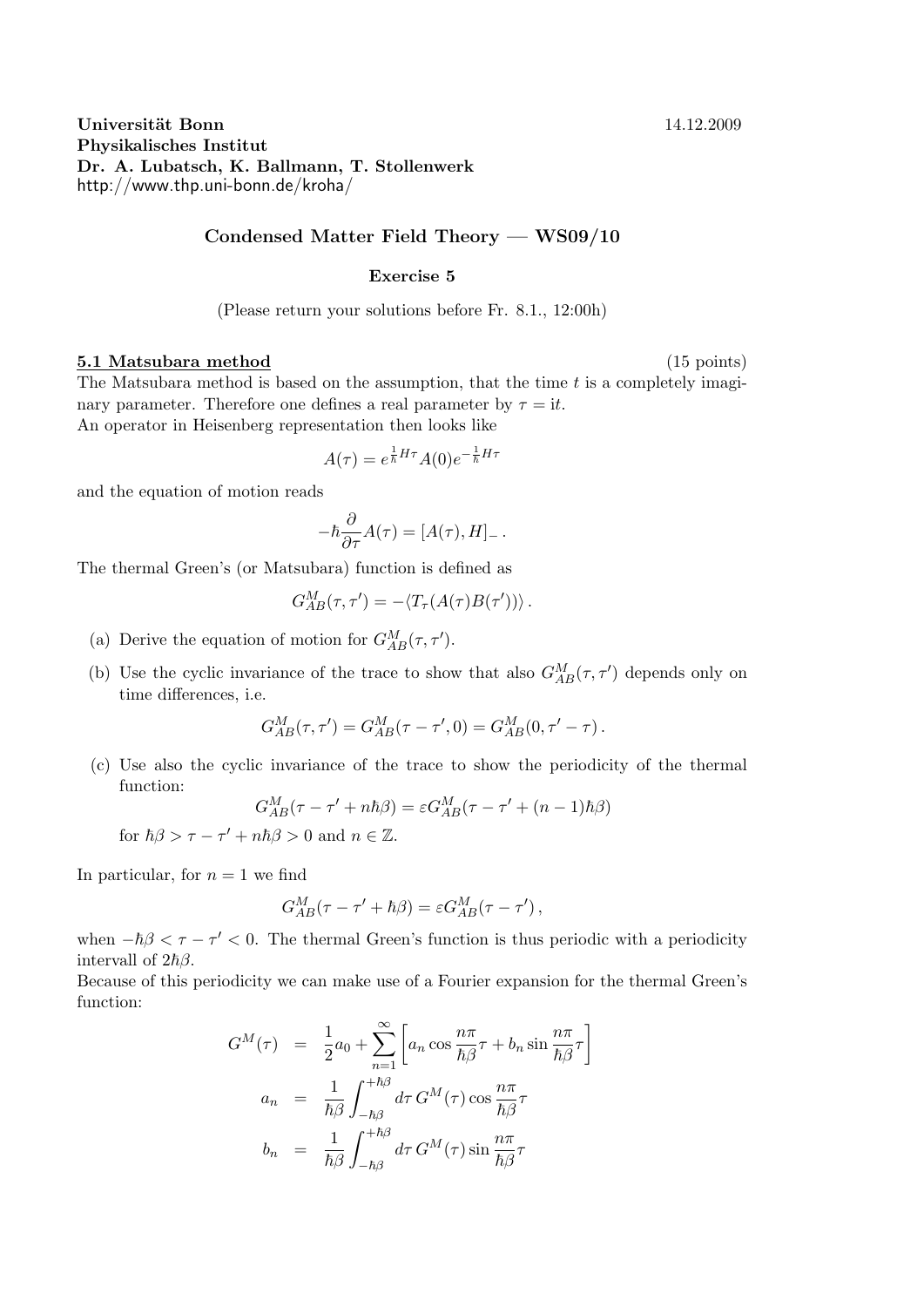**Universität Bonn** 14.12.2009
**Physikalisches Institut**
**Dr. A. Lubatsch, K. Ballmann, T. Stollenwerk**
http://www.thp.uni-bonn.de/kroha/

## Condensed Matter Field Theory — WS09/10

### Exercise 5

(Please return your solutions before Fr. 8.1., 12:00h)

**5.1 Matsubara method** (15 points)

The Matsubara method is based on the assumption, that the time $t$ is a completely imaginary parameter. Therefore one defines a real parameter by $\tau = \mathrm{i}t$.
An operator in Heisenberg representation then looks like

$$A(\tau) = e^{\frac{1}{\hbar}H\tau} A(0) e^{-\frac{1}{\hbar}H\tau}$$

and the equation of motion reads

$$-\hbar \frac{\partial}{\partial \tau} A(\tau) = [A(\tau), H]_{-} \, .$$

The thermal Green's (or Matsubara) function is defined as

$$G^{M}_{AB}(\tau, \tau') = -\langle T_{\tau}(A(\tau)B(\tau'))\rangle \, .$$

(a) Derive the equation of motion for $G^{M}_{AB}(\tau, \tau')$.

(b) Use the cyclic invariance of the trace to show that also $G^{M}_{AB}(\tau, \tau')$ depends only on time differences, i.e.

$$G^{M}_{AB}(\tau, \tau') = G^{M}_{AB}(\tau - \tau', 0) = G^{M}_{AB}(0, \tau' - \tau) \, .$$

(c) Use also the cyclic invariance of the trace to show the periodicity of the thermal function:

$$G^{M}_{AB}(\tau - \tau' + n\hbar\beta) = \varepsilon G^{M}_{AB}(\tau - \tau' + (n-1)\hbar\beta)$$

for $\hbar\beta > \tau - \tau' + n\hbar\beta > 0$ and $n \in \mathbb{Z}$.

In particular, for $n = 1$ we find

$$G^{M}_{AB}(\tau - \tau' + \hbar\beta) = \varepsilon G^{M}_{AB}(\tau - \tau') \, ,$$

when $-\hbar\beta < \tau - \tau' < 0$. The thermal Green's function is thus periodic with a periodicity intervall of $2\hbar\beta$.
Because of this periodicity we can make use of a Fourier expansion for the thermal Green's function:

$$G^{M}(\tau) = \frac{1}{2}a_0 + \sum_{n=1}^{\infty}\left[a_n \cos\frac{n\pi}{\hbar\beta}\tau + b_n \sin\frac{n\pi}{\hbar\beta}\tau\right]$$

$$a_n = \frac{1}{\hbar\beta}\int_{-\hbar\beta}^{+\hbar\beta} d\tau \, G^{M}(\tau) \cos\frac{n\pi}{\hbar\beta}\tau$$

$$b_n = \frac{1}{\hbar\beta}\int_{-\hbar\beta}^{+\hbar\beta} d\tau \, G^{M}(\tau) \sin\frac{n\pi}{\hbar\beta}\tau$$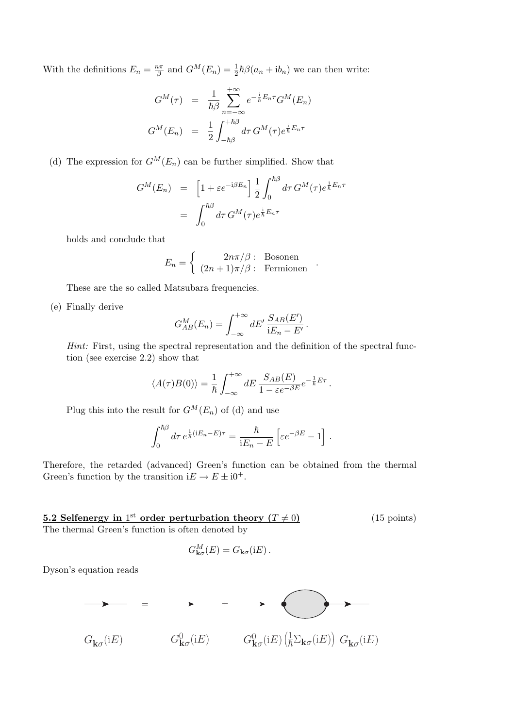With the definitions $E_n = \frac{n\pi}{\beta}$ and $G^M(E_n) = \frac{1}{2}\hbar\beta(a_n + \mathrm{i}b_n)$ we can then write:

$$
\begin{aligned}
G^M(\tau) &= \frac{1}{\hbar\beta}\sum_{n=-\infty}^{+\infty} e^{-\frac{\mathrm{i}}{\hbar}E_n\tau} G^M(E_n) \\
G^M(E_n) &= \frac{1}{2}\int_{-\hbar\beta}^{+\hbar\beta} d\tau\, G^M(\tau) e^{\frac{\mathrm{i}}{\hbar}E_n\tau}
\end{aligned}
$$

(d) The expression for $G^M(E_n)$ can be further simplified. Show that

$$
\begin{aligned}
G^M(E_n) &= \left[1 + \varepsilon e^{-\mathrm{i}\beta E_n}\right] \frac{1}{2}\int_0^{\hbar\beta} d\tau\, G^M(\tau) e^{\frac{\mathrm{i}}{\hbar}E_n\tau} \\
&= \int_0^{\hbar\beta} d\tau\, G^M(\tau) e^{\frac{\mathrm{i}}{\hbar}E_n\tau}
\end{aligned}
$$

holds and conclude that

$$
E_n = \left\{ \begin{array}{rl} 2n\pi/\beta: & \text{Bosonen} \\ (2n+1)\pi/\beta: & \text{Fermionen} \end{array} \right. .
$$

These are the so called Matsubara frequencies.

(e) Finally derive

$$
G^M_{AB}(E_n) = \int_{-\infty}^{+\infty} dE'\, \frac{S_{AB}(E')}{\mathrm{i}E_n - E'}.
$$

*Hint:* First, using the spectral representation and the definition of the spectral function (see exercise 2.2) show that

$$
\langle A(\tau)B(0)\rangle = \frac{1}{\hbar}\int_{-\infty}^{+\infty} dE\, \frac{S_{AB}(E)}{1 - \varepsilon e^{-\beta E}} e^{-\frac{1}{\hbar}E\tau}.
$$

Plug this into the result for $G^M(E_n)$ of (d) and use

$$
\int_0^{\hbar\beta} d\tau\, e^{\frac{1}{\hbar}(\mathrm{i}E_n - E)\tau} = \frac{\hbar}{\mathrm{i}E_n - E}\left[\varepsilon e^{-\beta E} - 1\right].
$$

Therefore, the retarded (advanced) Green's function can be obtained from the thermal Green's function by the transition $\mathrm{i}E \to E \pm \mathrm{i}0^+$.

**5.2 Selfenergy in 1st order perturbation theory ($T \neq 0$)** (15 points)

The thermal Green's function is often denoted by

$$
G^M_{\mathbf{k}\sigma}(E) = G_{\mathbf{k}\sigma}(\mathrm{i}E).
$$

Dyson's equation reads

$$
G_{\mathbf{k}\sigma}(\mathrm{i}E) = G^0_{\mathbf{k}\sigma}(\mathrm{i}E) + G^0_{\mathbf{k}\sigma}(\mathrm{i}E)\left(\tfrac{1}{\hbar}\Sigma_{\mathbf{k}\sigma}(\mathrm{i}E)\right) G_{\mathbf{k}\sigma}(\mathrm{i}E)
$$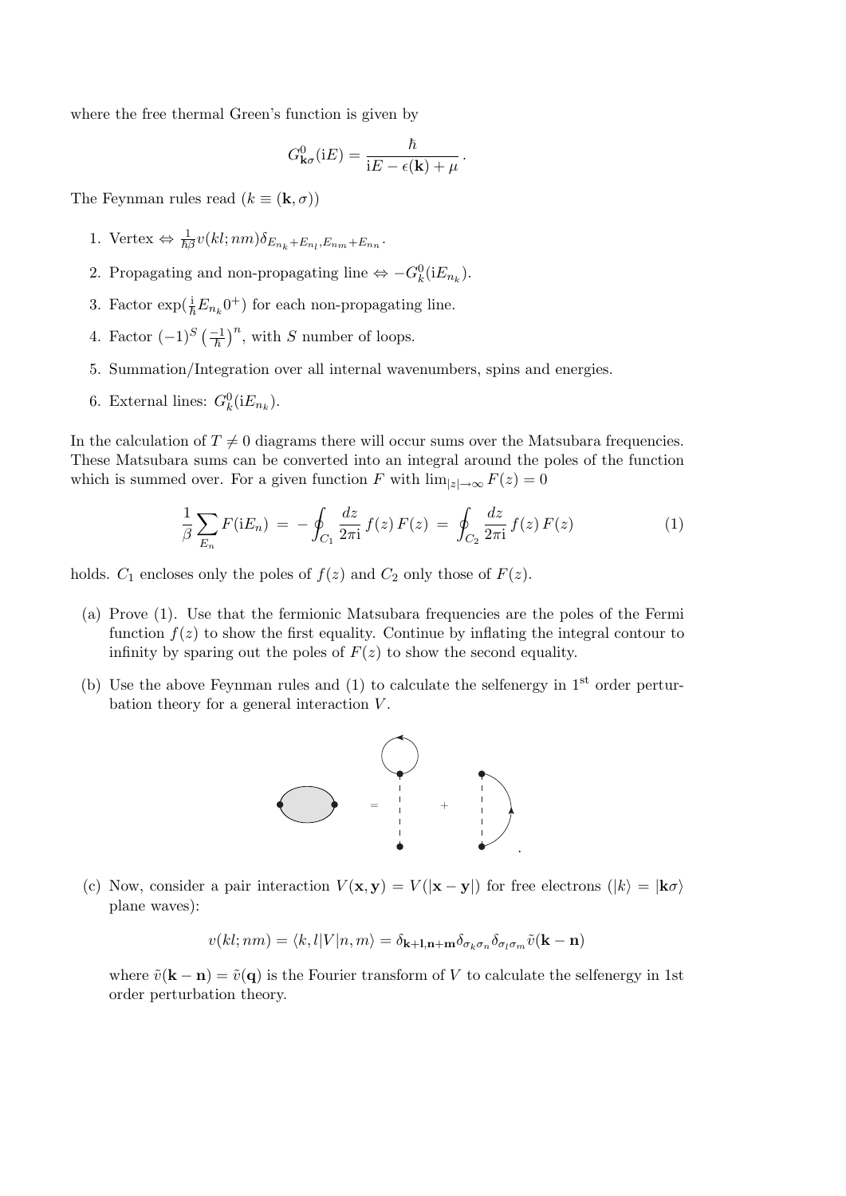where the free thermal Green's function is given by

$$G^0_{\mathbf{k}\sigma}(\mathrm{i}E) = \frac{\hbar}{\mathrm{i}E - \epsilon(\mathbf{k}) + \mu}\,.$$

The Feynman rules read ($k \equiv (\mathbf{k}, \sigma)$)

1. Vertex $\Leftrightarrow \frac{1}{\hbar\beta} v(kl; nm)\delta_{E_{n_k}+E_{n_l}, E_{n_m}+E_{n_n}}$.
2. Propagating and non-propagating line $\Leftrightarrow -G^0_k(\mathrm{i}E_{n_k})$.
3. Factor $\exp(\frac{\mathrm{i}}{\hbar}E_{n_k}0^+)$ for each non-propagating line.
4. Factor $(-1)^S \left(\frac{-1}{\hbar}\right)^n$, with $S$ number of loops.
5. Summation/Integration over all internal wavenumbers, spins and energies.
6. External lines: $G^0_k(\mathrm{i}E_{n_k})$.

In the calculation of $T \neq 0$ diagrams there will occur sums over the Matsubara frequencies. These Matsubara sums can be converted into an integral around the poles of the function which is summed over. For a given function $F$ with $\lim_{|z|\to\infty} F(z) = 0$

$$\frac{1}{\beta}\sum_{E_n} F(\mathrm{i}E_n) \;=\; -\oint_{C_1} \frac{dz}{2\pi\mathrm{i}}\, f(z)\, F(z) \;=\; \oint_{C_2} \frac{dz}{2\pi\mathrm{i}}\, f(z)\, F(z) \qquad (1)$$

holds. $C_1$ encloses only the poles of $f(z)$ and $C_2$ only those of $F(z)$.

(a) Prove (1). Use that the fermionic Matsubara frequencies are the poles of the Fermi function $f(z)$ to show the first equality. Continue by inflating the integral contour to infinity by sparing out the poles of $F(z)$ to show the second equality.

(b) Use the above Feynman rules and (1) to calculate the selfenergy in 1[st] order perturbation theory for a general interaction $V$.

= +

(c) Now, consider a pair interaction $V(\mathbf{x}, \mathbf{y}) = V(|\mathbf{x} - \mathbf{y}|)$ for free electrons ($|k\rangle = |\mathbf{k}\sigma\rangle$ plane waves):

$$v(kl; nm) = \langle k, l|V|n, m\rangle = \delta_{\mathbf{k}+\mathbf{l},\mathbf{n}+\mathbf{m}}\delta_{\sigma_k\sigma_n}\delta_{\sigma_l\sigma_m}\tilde{v}(\mathbf{k} - \mathbf{n})$$

where $\tilde{v}(\mathbf{k} - \mathbf{n}) = \tilde{v}(\mathbf{q})$ is the Fourier transform of $V$ to calculate the selfenergy in 1st order perturbation theory.